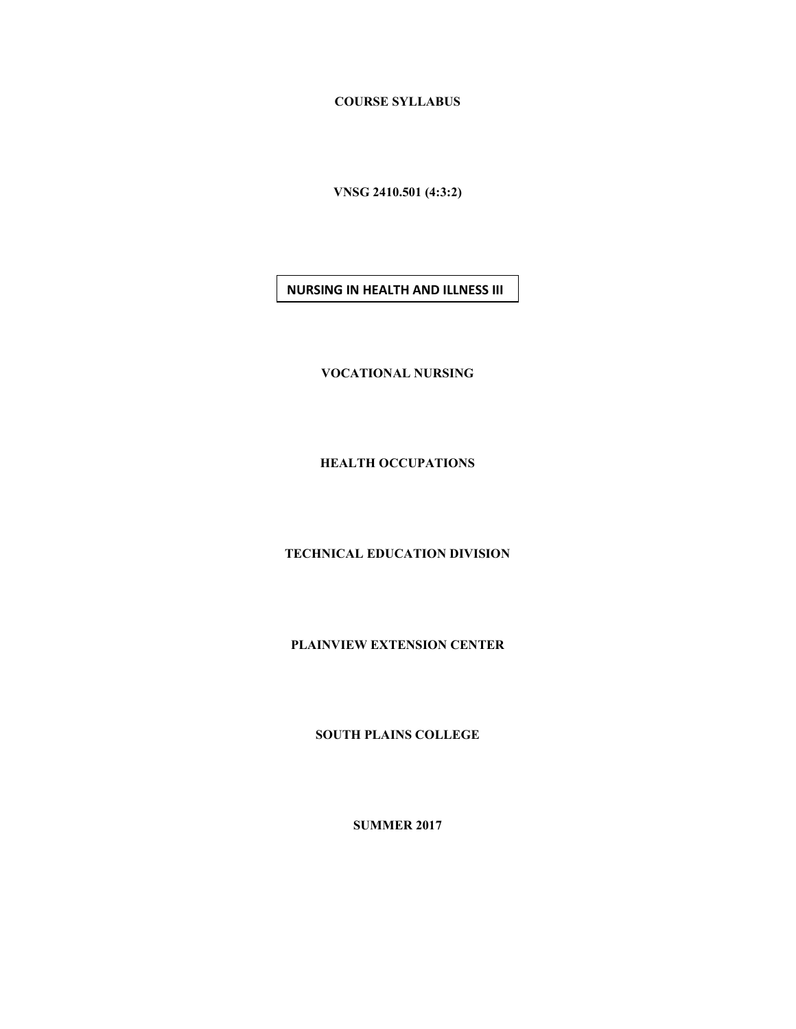**COURSE SYLLABUS**

**VNSG 2410.501 (4:3:2)**

# NURSING IN HEALTH AND ILLNESS III

**VOCATIONAL NURSING**

**HEALTH OCCUPATIONS**

**TECHNICAL EDUCATION DIVISION**

**PLAINVIEW EXTENSION CENTER**

**SOUTH PLAINS COLLEGE**

**SUMMER 2017**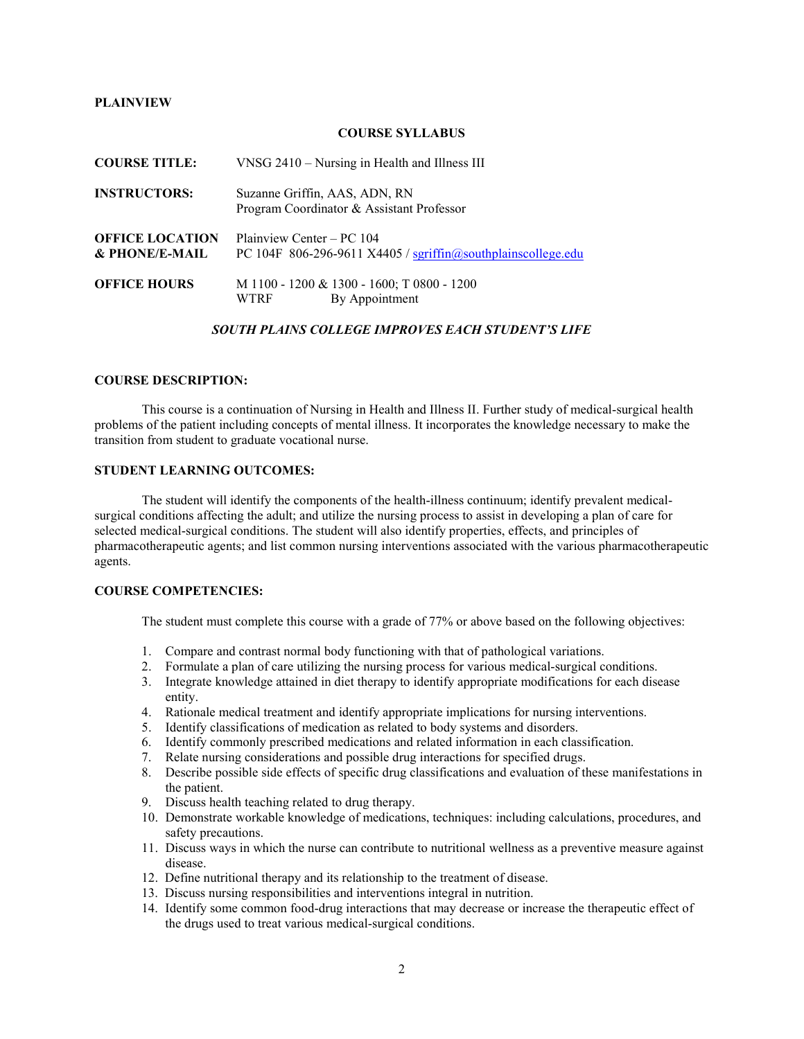**PLAINVIEW**

**COURSE SYLLABUS**

| | |
|---|---|
| **COURSE TITLE:** | VNSG 2410 – Nursing in Health and Illness III |
| **INSTRUCTORS:** | Suzanne Griffin, AAS, ADN, RN<br>Program Coordinator & Assistant Professor |
| **OFFICE LOCATION & PHONE/E-MAIL** | Plainview Center – PC 104<br>PC 104F 806-296-9611 X4405 / sgriffin@southplainscollege.edu |
| **OFFICE HOURS** | M 1100 - 1200 & 1300 - 1600; T 0800 - 1200<br>WTRF By Appointment |

***SOUTH PLAINS COLLEGE IMPROVES EACH STUDENT'S LIFE***

**COURSE DESCRIPTION:**

This course is a continuation of Nursing in Health and Illness II. Further study of medical-surgical health problems of the patient including concepts of mental illness. It incorporates the knowledge necessary to make the transition from student to graduate vocational nurse.

**STUDENT LEARNING OUTCOMES:**

The student will identify the components of the health-illness continuum; identify prevalent medical-surgical conditions affecting the adult; and utilize the nursing process to assist in developing a plan of care for selected medical-surgical conditions. The student will also identify properties, effects, and principles of pharmacotherapeutic agents; and list common nursing interventions associated with the various pharmacotherapeutic agents.

**COURSE COMPETENCIES:**

The student must complete this course with a grade of 77% or above based on the following objectives:

1. Compare and contrast normal body functioning with that of pathological variations.
2. Formulate a plan of care utilizing the nursing process for various medical-surgical conditions.
3. Integrate knowledge attained in diet therapy to identify appropriate modifications for each disease entity.
4. Rationale medical treatment and identify appropriate implications for nursing interventions.
5. Identify classifications of medication as related to body systems and disorders.
6. Identify commonly prescribed medications and related information in each classification.
7. Relate nursing considerations and possible drug interactions for specified drugs.
8. Describe possible side effects of specific drug classifications and evaluation of these manifestations in the patient.
9. Discuss health teaching related to drug therapy.
10. Demonstrate workable knowledge of medications, techniques: including calculations, procedures, and safety precautions.
11. Discuss ways in which the nurse can contribute to nutritional wellness as a preventive measure against disease.
12. Define nutritional therapy and its relationship to the treatment of disease.
13. Discuss nursing responsibilities and interventions integral in nutrition.
14. Identify some common food-drug interactions that may decrease or increase the therapeutic effect of the drugs used to treat various medical-surgical conditions.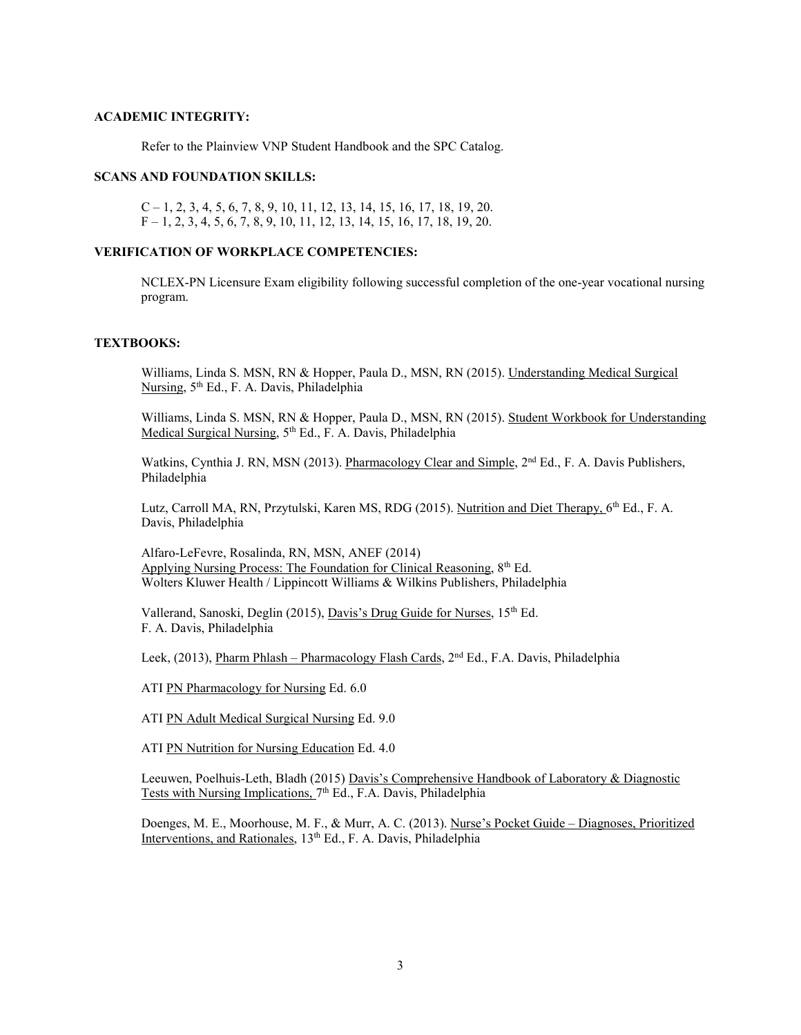**ACADEMIC INTEGRITY:**

Refer to the Plainview VNP Student Handbook and the SPC Catalog.

**SCANS AND FOUNDATION SKILLS:**

C – 1, 2, 3, 4, 5, 6, 7, 8, 9, 10, 11, 12, 13, 14, 15, 16, 17, 18, 19, 20.
F – 1, 2, 3, 4, 5, 6, 7, 8, 9, 10, 11, 12, 13, 14, 15, 16, 17, 18, 19, 20.

**VERIFICATION OF WORKPLACE COMPETENCIES:**

NCLEX-PN Licensure Exam eligibility following successful completion of the one-year vocational nursing program.

**TEXTBOOKS:**

Williams, Linda S. MSN, RN & Hopper, Paula D., MSN, RN (2015). Understanding Medical Surgical Nursing, 5th Ed., F. A. Davis, Philadelphia

Williams, Linda S. MSN, RN & Hopper, Paula D., MSN, RN (2015). Student Workbook for Understanding Medical Surgical Nursing, 5th Ed., F. A. Davis, Philadelphia

Watkins, Cynthia J. RN, MSN (2013). Pharmacology Clear and Simple, 2nd Ed., F. A. Davis Publishers, Philadelphia

Lutz, Carroll MA, RN, Przytulski, Karen MS, RDG (2015). Nutrition and Diet Therapy, 6th Ed., F. A. Davis, Philadelphia

Alfaro-LeFevre, Rosalinda, RN, MSN, ANEF (2014)
Applying Nursing Process: The Foundation for Clinical Reasoning, 8th Ed.
Wolters Kluwer Health / Lippincott Williams & Wilkins Publishers, Philadelphia

Vallerand, Sanoski, Deglin (2015), Davis's Drug Guide for Nurses, 15th Ed.
F. A. Davis, Philadelphia

Leek, (2013), Pharm Phlash – Pharmacology Flash Cards, 2nd Ed., F.A. Davis, Philadelphia

ATI PN Pharmacology for Nursing Ed. 6.0

ATI PN Adult Medical Surgical Nursing Ed. 9.0

ATI PN Nutrition for Nursing Education Ed. 4.0

Leeuwen, Poelhuis-Leth, Bladh (2015) Davis's Comprehensive Handbook of Laboratory & Diagnostic Tests with Nursing Implications, 7th Ed., F.A. Davis, Philadelphia

Doenges, M. E., Moorhouse, M. F., & Murr, A. C. (2013). Nurse's Pocket Guide – Diagnoses, Prioritized Interventions, and Rationales, 13th Ed., F. A. Davis, Philadelphia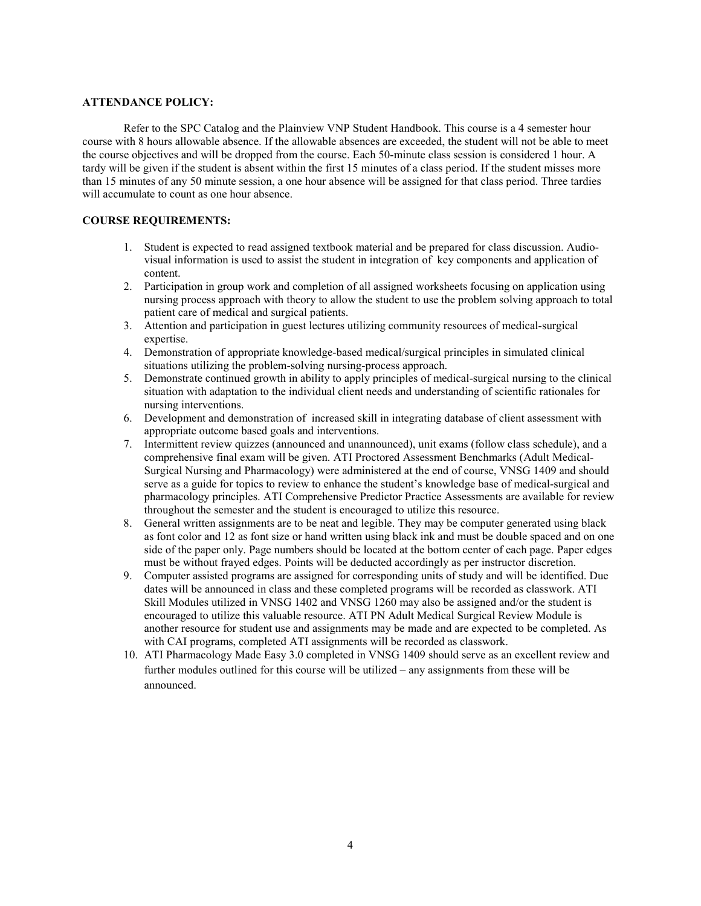**ATTENDANCE POLICY:**

Refer to the SPC Catalog and the Plainview VNP Student Handbook. This course is a 4 semester hour course with 8 hours allowable absence. If the allowable absences are exceeded, the student will not be able to meet the course objectives and will be dropped from the course. Each 50-minute class session is considered 1 hour. A tardy will be given if the student is absent within the first 15 minutes of a class period. If the student misses more than 15 minutes of any 50 minute session, a one hour absence will be assigned for that class period. Three tardies will accumulate to count as one hour absence.

**COURSE REQUIREMENTS:**

1. Student is expected to read assigned textbook material and be prepared for class discussion. Audio-visual information is used to assist the student in integration of key components and application of content.
2. Participation in group work and completion of all assigned worksheets focusing on application using nursing process approach with theory to allow the student to use the problem solving approach to total patient care of medical and surgical patients.
3. Attention and participation in guest lectures utilizing community resources of medical-surgical expertise.
4. Demonstration of appropriate knowledge-based medical/surgical principles in simulated clinical situations utilizing the problem-solving nursing-process approach.
5. Demonstrate continued growth in ability to apply principles of medical-surgical nursing to the clinical situation with adaptation to the individual client needs and understanding of scientific rationales for nursing interventions.
6. Development and demonstration of increased skill in integrating database of client assessment with appropriate outcome based goals and interventions.
7. Intermittent review quizzes (announced and unannounced), unit exams (follow class schedule), and a comprehensive final exam will be given. ATI Proctored Assessment Benchmarks (Adult Medical-Surgical Nursing and Pharmacology) were administered at the end of course, VNSG 1409 and should serve as a guide for topics to review to enhance the student's knowledge base of medical-surgical and pharmacology principles. ATI Comprehensive Predictor Practice Assessments are available for review throughout the semester and the student is encouraged to utilize this resource.
8. General written assignments are to be neat and legible. They may be computer generated using black as font color and 12 as font size or hand written using black ink and must be double spaced and on one side of the paper only. Page numbers should be located at the bottom center of each page. Paper edges must be without frayed edges. Points will be deducted accordingly as per instructor discretion.
9. Computer assisted programs are assigned for corresponding units of study and will be identified. Due dates will be announced in class and these completed programs will be recorded as classwork. ATI Skill Modules utilized in VNSG 1402 and VNSG 1260 may also be assigned and/or the student is encouraged to utilize this valuable resource. ATI PN Adult Medical Surgical Review Module is another resource for student use and assignments may be made and are expected to be completed. As with CAI programs, completed ATI assignments will be recorded as classwork.
10. ATI Pharmacology Made Easy 3.0 completed in VNSG 1409 should serve as an excellent review and further modules outlined for this course will be utilized – any assignments from these will be announced.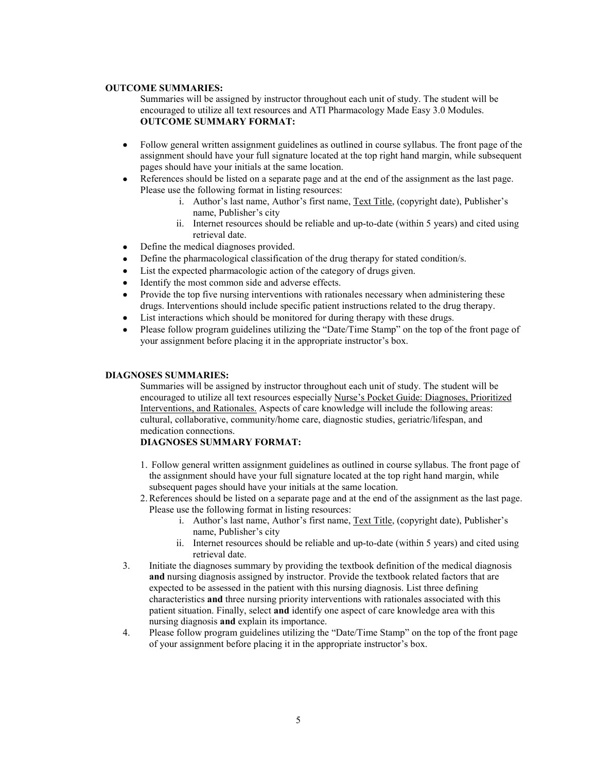**OUTCOME SUMMARIES:**

Summaries will be assigned by instructor throughout each unit of study. The student will be encouraged to utilize all text resources and ATI Pharmacology Made Easy 3.0 Modules.

**OUTCOME SUMMARY FORMAT:**

- Follow general written assignment guidelines as outlined in course syllabus. The front page of the assignment should have your full signature located at the top right hand margin, while subsequent pages should have your initials at the same location.
- References should be listed on a separate page and at the end of the assignment as the last page. Please use the following format in listing resources:
    i. Author's last name, Author's first name, <u>Text Title</u>, (copyright date), Publisher's name, Publisher's city
    ii. Internet resources should be reliable and up-to-date (within 5 years) and cited using retrieval date.
- Define the medical diagnoses provided.
- Define the pharmacological classification of the drug therapy for stated condition/s.
- List the expected pharmacologic action of the category of drugs given.
- Identify the most common side and adverse effects.
- Provide the top five nursing interventions with rationales necessary when administering these drugs. Interventions should include specific patient instructions related to the drug therapy.
- List interactions which should be monitored for during therapy with these drugs.
- Please follow program guidelines utilizing the "Date/Time Stamp" on the top of the front page of your assignment before placing it in the appropriate instructor's box.

**DIAGNOSES SUMMARIES:**

Summaries will be assigned by instructor throughout each unit of study. The student will be encouraged to utilize all text resources especially <u>Nurse's Pocket Guide: Diagnoses, Prioritized Interventions, and Rationales.</u> Aspects of care knowledge will include the following areas: cultural, collaborative, community/home care, diagnostic studies, geriatric/lifespan, and medication connections.

**DIAGNOSES SUMMARY FORMAT:**

1. Follow general written assignment guidelines as outlined in course syllabus. The front page of the assignment should have your full signature located at the top right hand margin, while subsequent pages should have your initials at the same location.
2. References should be listed on a separate page and at the end of the assignment as the last page. Please use the following format in listing resources:
    i. Author's last name, Author's first name, <u>Text Title</u>, (copyright date), Publisher's name, Publisher's city
    ii. Internet resources should be reliable and up-to-date (within 5 years) and cited using retrieval date.
3. Initiate the diagnoses summary by providing the textbook definition of the medical diagnosis **and** nursing diagnosis assigned by instructor. Provide the textbook related factors that are expected to be assessed in the patient with this nursing diagnosis. List three defining characteristics **and** three nursing priority interventions with rationales associated with this patient situation. Finally, select **and** identify one aspect of care knowledge area with this nursing diagnosis **and** explain its importance.
4. Please follow program guidelines utilizing the "Date/Time Stamp" on the top of the front page of your assignment before placing it in the appropriate instructor's box.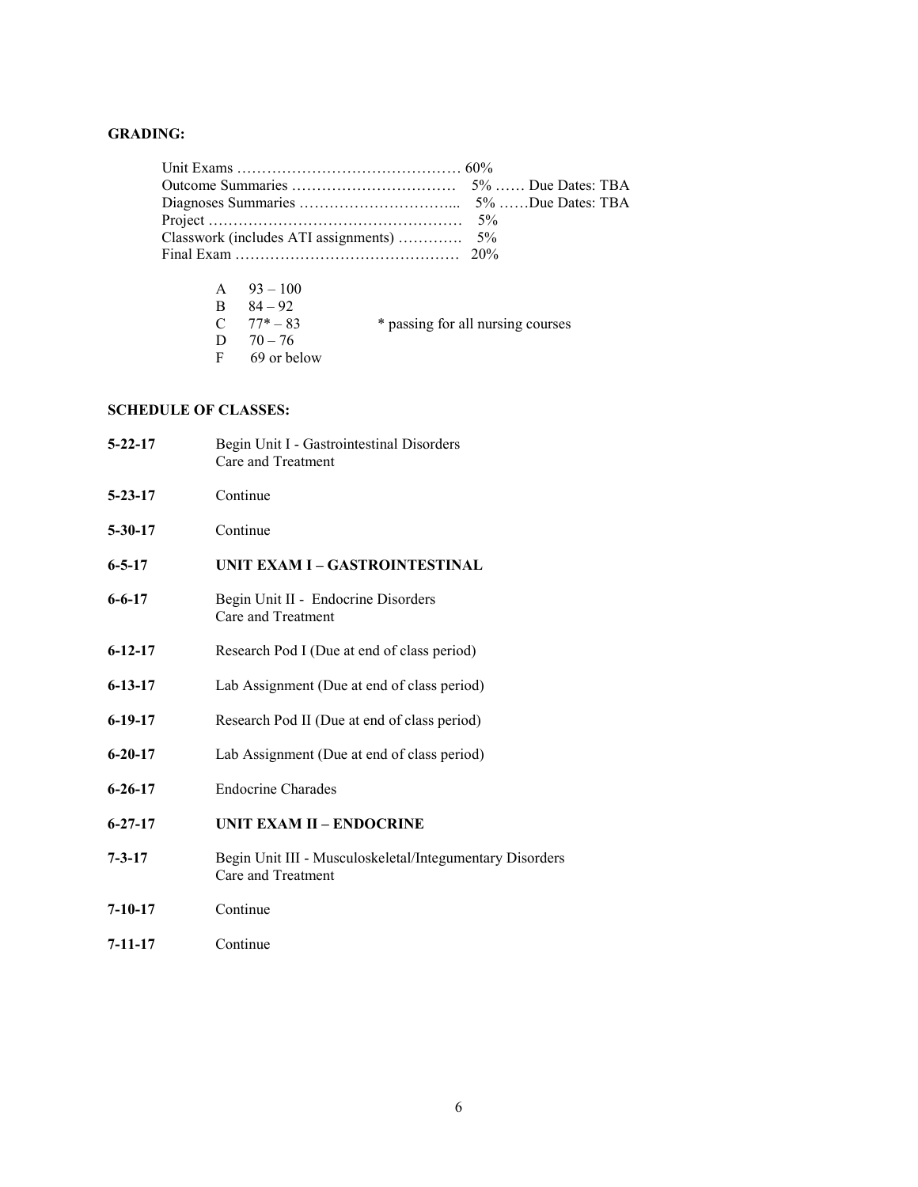**GRADING:**

| | | |
|---|---|---|
| Unit Exams | 60% | |
| Outcome Summaries | 5% | Due Dates: TBA |
| Diagnoses Summaries | 5% | Due Dates: TBA |
| Project | 5% | |
| Classwork (includes ATI assignments) | 5% | |
| Final Exam | 20% | |

| | | |
|---|---|---|
| A | 93 – 100 | |
| B | 84 – 92 | |
| C | 77* – 83 | * passing for all nursing courses |
| D | 70 – 76 | |
| F | 69 or below | |

**SCHEDULE OF CLASSES:**

| | |
|---|---|
| **5-22-17** | Begin Unit I - Gastrointestinal Disorders<br>Care and Treatment |
| **5-23-17** | Continue |
| **5-30-17** | Continue |
| **6-5-17** | **UNIT EXAM I – GASTROINTESTINAL** |
| **6-6-17** | Begin Unit II - Endocrine Disorders<br>Care and Treatment |
| **6-12-17** | Research Pod I (Due at end of class period) |
| **6-13-17** | Lab Assignment (Due at end of class period) |
| **6-19-17** | Research Pod II (Due at end of class period) |
| **6-20-17** | Lab Assignment (Due at end of class period) |
| **6-26-17** | Endocrine Charades |
| **6-27-17** | **UNIT EXAM II – ENDOCRINE** |
| **7-3-17** | Begin Unit III - Musculoskeletal/Integumentary Disorders<br>Care and Treatment |
| **7-10-17** | Continue |
| **7-11-17** | Continue |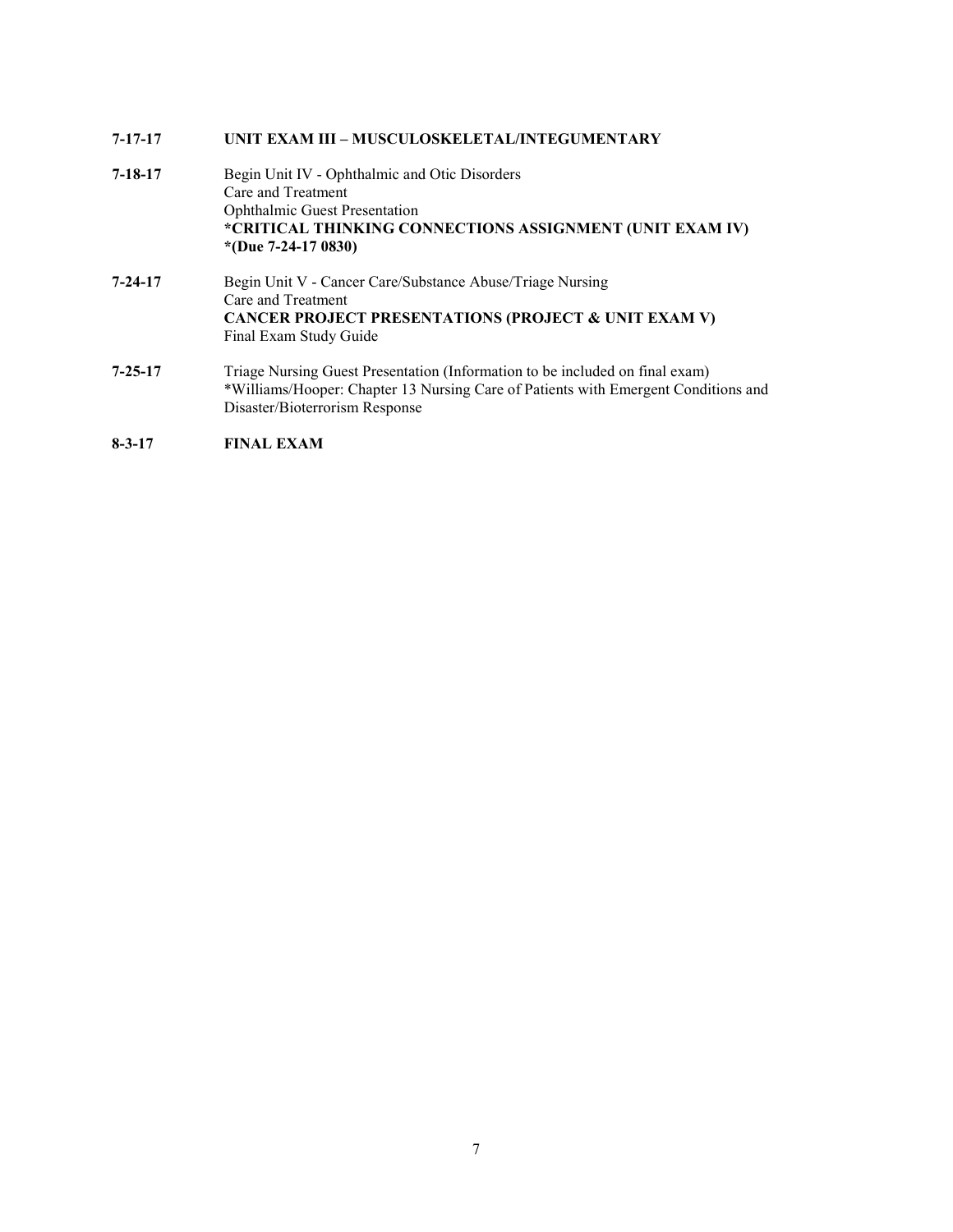**7-17-17** **UNIT EXAM III – MUSCULOSKELETAL/INTEGUMENTARY**

**7-18-17** Begin Unit IV - Ophthalmic and Otic Disorders
Care and Treatment
Ophthalmic Guest Presentation
**\*CRITICAL THINKING CONNECTIONS ASSIGNMENT (UNIT EXAM IV)**
**\*(Due 7-24-17 0830)**

**7-24-17** Begin Unit V - Cancer Care/Substance Abuse/Triage Nursing
Care and Treatment
**CANCER PROJECT PRESENTATIONS (PROJECT & UNIT EXAM V)**
Final Exam Study Guide

**7-25-17** Triage Nursing Guest Presentation (Information to be included on final exam)
\*Williams/Hooper: Chapter 13 Nursing Care of Patients with Emergent Conditions and Disaster/Bioterrorism Response

**8-3-17** **FINAL EXAM**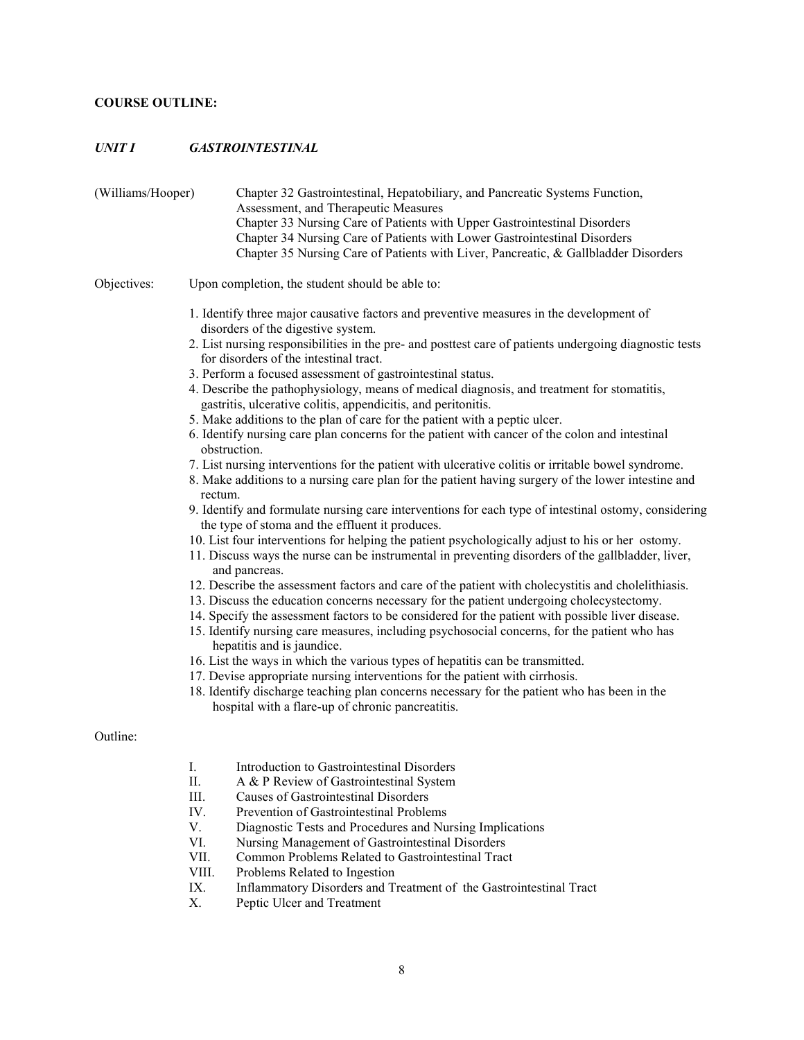**COURSE OUTLINE:**

***UNIT I GASTROINTESTINAL***

(Williams/Hooper) Chapter 32 Gastrointestinal, Hepatobiliary, and Pancreatic Systems Function, Assessment, and Therapeutic Measures
Chapter 33 Nursing Care of Patients with Upper Gastrointestinal Disorders
Chapter 34 Nursing Care of Patients with Lower Gastrointestinal Disorders
Chapter 35 Nursing Care of Patients with Liver, Pancreatic, & Gallbladder Disorders

Objectives: Upon completion, the student should be able to:

1. Identify three major causative factors and preventive measures in the development of disorders of the digestive system.
2. List nursing responsibilities in the pre- and posttest care of patients undergoing diagnostic tests for disorders of the intestinal tract.
3. Perform a focused assessment of gastrointestinal status.
4. Describe the pathophysiology, means of medical diagnosis, and treatment for stomatitis, gastritis, ulcerative colitis, appendicitis, and peritonitis.
5. Make additions to the plan of care for the patient with a peptic ulcer.
6. Identify nursing care plan concerns for the patient with cancer of the colon and intestinal obstruction.
7. List nursing interventions for the patient with ulcerative colitis or irritable bowel syndrome.
8. Make additions to a nursing care plan for the patient having surgery of the lower intestine and rectum.
9. Identify and formulate nursing care interventions for each type of intestinal ostomy, considering the type of stoma and the effluent it produces.
10. List four interventions for helping the patient psychologically adjust to his or her ostomy.
11. Discuss ways the nurse can be instrumental in preventing disorders of the gallbladder, liver, and pancreas.
12. Describe the assessment factors and care of the patient with cholecystitis and cholelithiasis.
13. Discuss the education concerns necessary for the patient undergoing cholecystectomy.
14. Specify the assessment factors to be considered for the patient with possible liver disease.
15. Identify nursing care measures, including psychosocial concerns, for the patient who has hepatitis and is jaundice.
16. List the ways in which the various types of hepatitis can be transmitted.
17. Devise appropriate nursing interventions for the patient with cirrhosis.
18. Identify discharge teaching plan concerns necessary for the patient who has been in the hospital with a flare-up of chronic pancreatitis.

Outline:

I. Introduction to Gastrointestinal Disorders
II. A & P Review of Gastrointestinal System
III. Causes of Gastrointestinal Disorders
IV. Prevention of Gastrointestinal Problems
V. Diagnostic Tests and Procedures and Nursing Implications
VI. Nursing Management of Gastrointestinal Disorders
VII. Common Problems Related to Gastrointestinal Tract
VIII. Problems Related to Ingestion
IX. Inflammatory Disorders and Treatment of the Gastrointestinal Tract
X. Peptic Ulcer and Treatment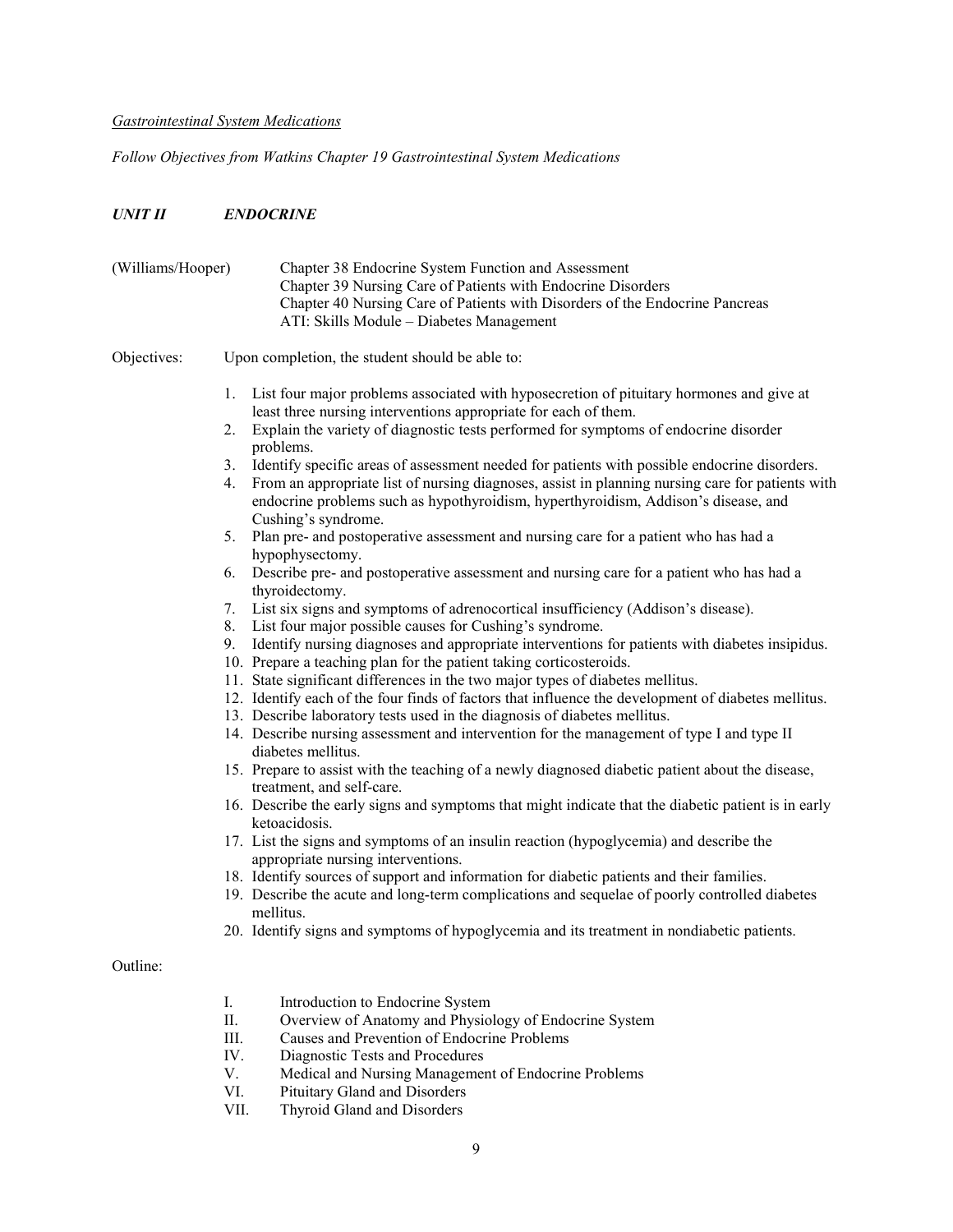*Gastrointestinal System Medications*

*Follow Objectives from Watkins Chapter 19 Gastrointestinal System Medications*

## ***UNIT II ENDOCRINE***

(Williams/Hooper)
Chapter 38 Endocrine System Function and Assessment
Chapter 39 Nursing Care of Patients with Endocrine Disorders
Chapter 40 Nursing Care of Patients with Disorders of the Endocrine Pancreas
ATI: Skills Module – Diabetes Management

Objectives: Upon completion, the student should be able to:

1. List four major problems associated with hyposecretion of pituitary hormones and give at least three nursing interventions appropriate for each of them.
2. Explain the variety of diagnostic tests performed for symptoms of endocrine disorder problems.
3. Identify specific areas of assessment needed for patients with possible endocrine disorders.
4. From an appropriate list of nursing diagnoses, assist in planning nursing care for patients with endocrine problems such as hypothyroidism, hyperthyroidism, Addison's disease, and Cushing's syndrome.
5. Plan pre- and postoperative assessment and nursing care for a patient who has had a hypophysectomy.
6. Describe pre- and postoperative assessment and nursing care for a patient who has had a thyroidectomy.
7. List six signs and symptoms of adrenocortical insufficiency (Addison's disease).
8. List four major possible causes for Cushing's syndrome.
9. Identify nursing diagnoses and appropriate interventions for patients with diabetes insipidus.
10. Prepare a teaching plan for the patient taking corticosteroids.
11. State significant differences in the two major types of diabetes mellitus.
12. Identify each of the four finds of factors that influence the development of diabetes mellitus.
13. Describe laboratory tests used in the diagnosis of diabetes mellitus.
14. Describe nursing assessment and intervention for the management of type I and type II diabetes mellitus.
15. Prepare to assist with the teaching of a newly diagnosed diabetic patient about the disease, treatment, and self-care.
16. Describe the early signs and symptoms that might indicate that the diabetic patient is in early ketoacidosis.
17. List the signs and symptoms of an insulin reaction (hypoglycemia) and describe the appropriate nursing interventions.
18. Identify sources of support and information for diabetic patients and their families.
19. Describe the acute and long-term complications and sequelae of poorly controlled diabetes mellitus.
20. Identify signs and symptoms of hypoglycemia and its treatment in nondiabetic patients.

Outline:

I. Introduction to Endocrine System
II. Overview of Anatomy and Physiology of Endocrine System
III. Causes and Prevention of Endocrine Problems
IV. Diagnostic Tests and Procedures
V. Medical and Nursing Management of Endocrine Problems
VI. Pituitary Gland and Disorders
VII. Thyroid Gland and Disorders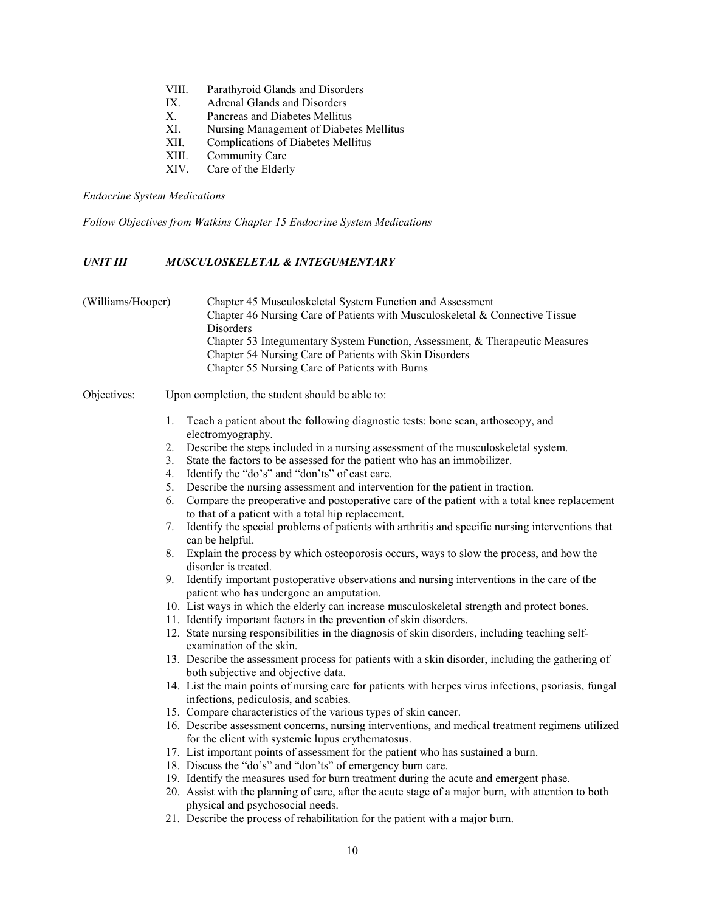VIII. Parathyroid Glands and Disorders
IX. Adrenal Glands and Disorders
X. Pancreas and Diabetes Mellitus
XI. Nursing Management of Diabetes Mellitus
XII. Complications of Diabetes Mellitus
XIII. Community Care
XIV. Care of the Elderly

*Endocrine System Medications*

*Follow Objectives from Watkins Chapter 15 Endocrine System Medications*

## *UNIT III MUSCULOSKELETAL & INTEGUMENTARY*

(Williams/Hooper)

Chapter 45 Musculoskeletal System Function and Assessment
Chapter 46 Nursing Care of Patients with Musculoskeletal & Connective Tissue Disorders
Chapter 53 Integumentary System Function, Assessment, & Therapeutic Measures
Chapter 54 Nursing Care of Patients with Skin Disorders
Chapter 55 Nursing Care of Patients with Burns

Objectives: Upon completion, the student should be able to:

1. Teach a patient about the following diagnostic tests: bone scan, arthoscopy, and electromyography.
2. Describe the steps included in a nursing assessment of the musculoskeletal system.
3. State the factors to be assessed for the patient who has an immobilizer.
4. Identify the "do's" and "don'ts" of cast care.
5. Describe the nursing assessment and intervention for the patient in traction.
6. Compare the preoperative and postoperative care of the patient with a total knee replacement to that of a patient with a total hip replacement.
7. Identify the special problems of patients with arthritis and specific nursing interventions that can be helpful.
8. Explain the process by which osteoporosis occurs, ways to slow the process, and how the disorder is treated.
9. Identify important postoperative observations and nursing interventions in the care of the patient who has undergone an amputation.
10. List ways in which the elderly can increase musculoskeletal strength and protect bones.
11. Identify important factors in the prevention of skin disorders.
12. State nursing responsibilities in the diagnosis of skin disorders, including teaching self-examination of the skin.
13. Describe the assessment process for patients with a skin disorder, including the gathering of both subjective and objective data.
14. List the main points of nursing care for patients with herpes virus infections, psoriasis, fungal infections, pediculosis, and scabies.
15. Compare characteristics of the various types of skin cancer.
16. Describe assessment concerns, nursing interventions, and medical treatment regimens utilized for the client with systemic lupus erythematosus.
17. List important points of assessment for the patient who has sustained a burn.
18. Discuss the "do's" and "don'ts" of emergency burn care.
19. Identify the measures used for burn treatment during the acute and emergent phase.
20. Assist with the planning of care, after the acute stage of a major burn, with attention to both physical and psychosocial needs.
21. Describe the process of rehabilitation for the patient with a major burn.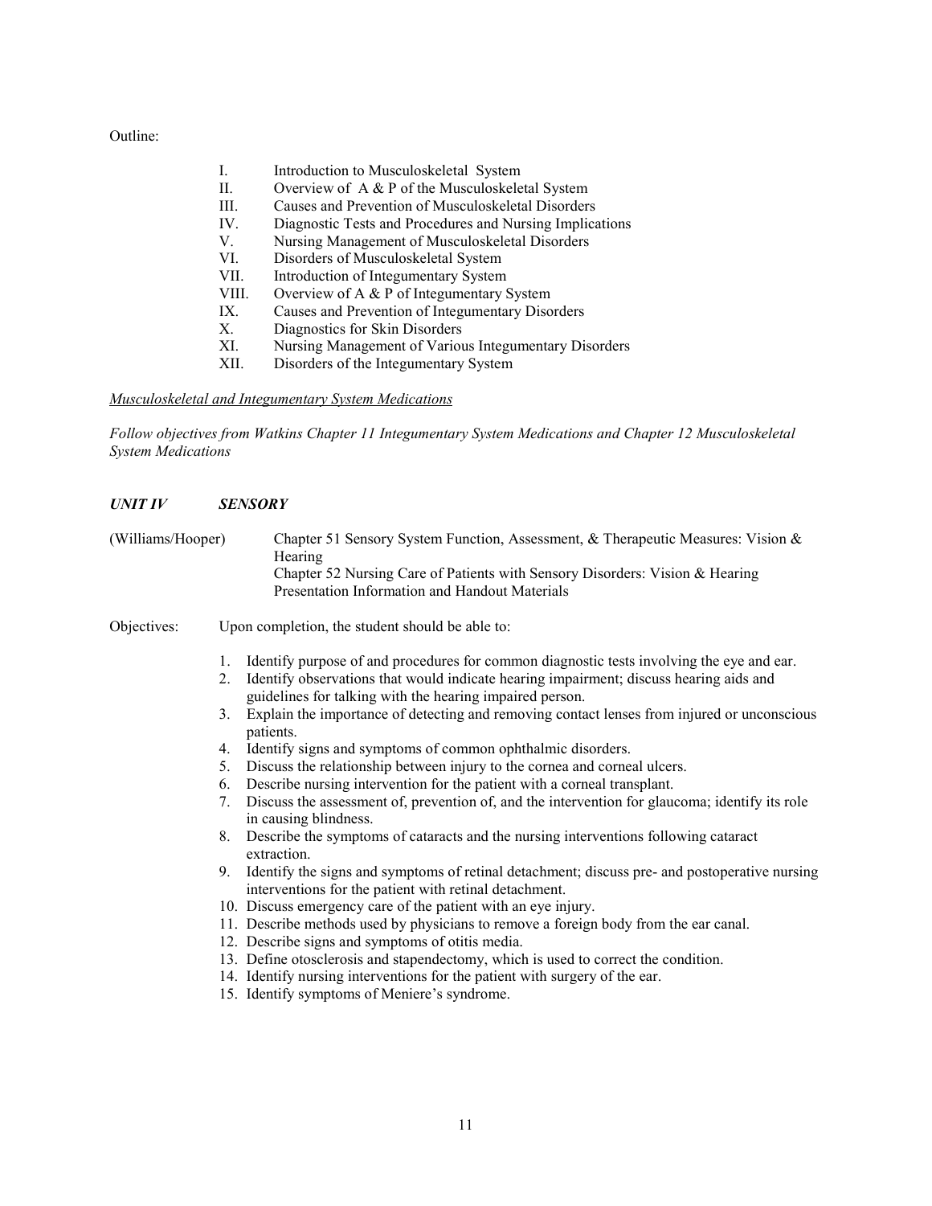Outline:

I. Introduction to Musculoskeletal System
II. Overview of A & P of the Musculoskeletal System
III. Causes and Prevention of Musculoskeletal Disorders
IV. Diagnostic Tests and Procedures and Nursing Implications
V. Nursing Management of Musculoskeletal Disorders
VI. Disorders of Musculoskeletal System
VII. Introduction of Integumentary System
VIII. Overview of A & P of Integumentary System
IX. Causes and Prevention of Integumentary Disorders
X. Diagnostics for Skin Disorders
XI. Nursing Management of Various Integumentary Disorders
XII. Disorders of the Integumentary System

*Musculoskeletal and Integumentary System Medications*

*Follow objectives from Watkins Chapter 11 Integumentary System Medications and Chapter 12 Musculoskeletal System Medications*

***UNIT IV SENSORY***

(Williams/Hooper) Chapter 51 Sensory System Function, Assessment, & Therapeutic Measures: Vision & Hearing
Chapter 52 Nursing Care of Patients with Sensory Disorders: Vision & Hearing
Presentation Information and Handout Materials

Objectives: Upon completion, the student should be able to:

1. Identify purpose of and procedures for common diagnostic tests involving the eye and ear.
2. Identify observations that would indicate hearing impairment; discuss hearing aids and guidelines for talking with the hearing impaired person.
3. Explain the importance of detecting and removing contact lenses from injured or unconscious patients.
4. Identify signs and symptoms of common ophthalmic disorders.
5. Discuss the relationship between injury to the cornea and corneal ulcers.
6. Describe nursing intervention for the patient with a corneal transplant.
7. Discuss the assessment of, prevention of, and the intervention for glaucoma; identify its role in causing blindness.
8. Describe the symptoms of cataracts and the nursing interventions following cataract extraction.
9. Identify the signs and symptoms of retinal detachment; discuss pre- and postoperative nursing interventions for the patient with retinal detachment.
10. Discuss emergency care of the patient with an eye injury.
11. Describe methods used by physicians to remove a foreign body from the ear canal.
12. Describe signs and symptoms of otitis media.
13. Define otosclerosis and stapendectomy, which is used to correct the condition.
14. Identify nursing interventions for the patient with surgery of the ear.
15. Identify symptoms of Meniere's syndrome.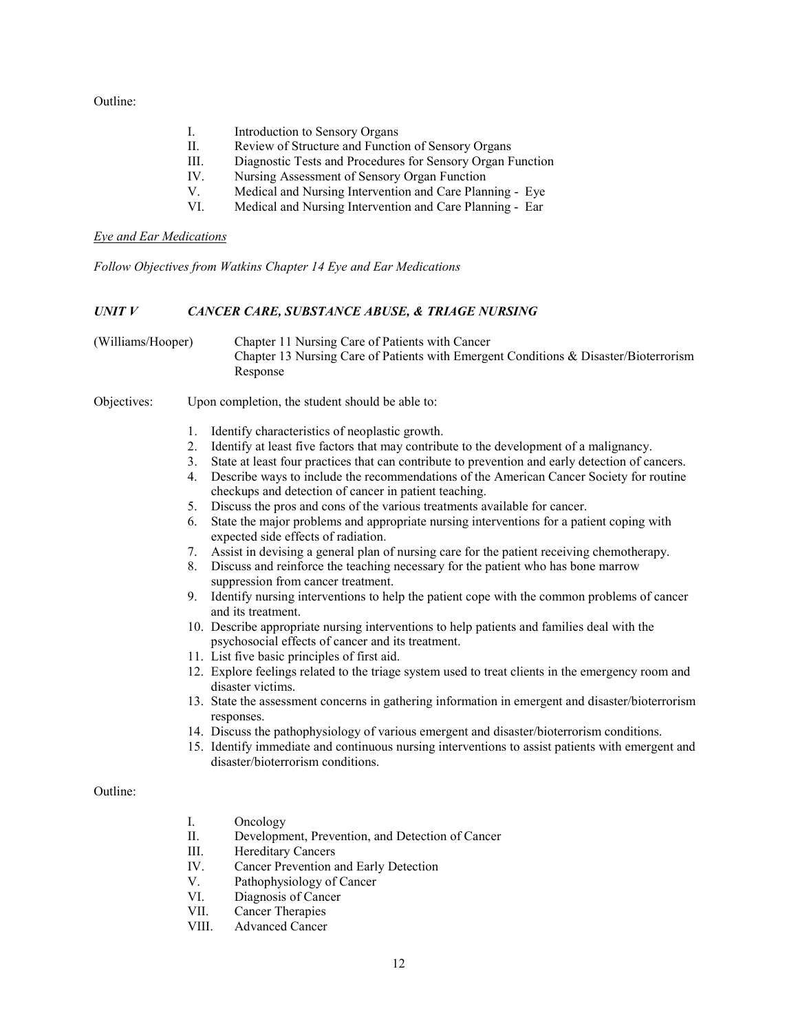Outline:

I. Introduction to Sensory Organs
II. Review of Structure and Function of Sensory Organs
III. Diagnostic Tests and Procedures for Sensory Organ Function
IV. Nursing Assessment of Sensory Organ Function
V. Medical and Nursing Intervention and Care Planning - Eye
VI. Medical and Nursing Intervention and Care Planning - Ear

*Eye and Ear Medications*

*Follow Objectives from Watkins Chapter 14 Eye and Ear Medications*

### *UNIT V CANCER CARE, SUBSTANCE ABUSE, & TRIAGE NURSING*

(Williams/Hooper) Chapter 11 Nursing Care of Patients with Cancer
Chapter 13 Nursing Care of Patients with Emergent Conditions & Disaster/Bioterrorism Response

Objectives: Upon completion, the student should be able to:

1. Identify characteristics of neoplastic growth.
2. Identify at least five factors that may contribute to the development of a malignancy.
3. State at least four practices that can contribute to prevention and early detection of cancers.
4. Describe ways to include the recommendations of the American Cancer Society for routine checkups and detection of cancer in patient teaching.
5. Discuss the pros and cons of the various treatments available for cancer.
6. State the major problems and appropriate nursing interventions for a patient coping with expected side effects of radiation.
7. Assist in devising a general plan of nursing care for the patient receiving chemotherapy.
8. Discuss and reinforce the teaching necessary for the patient who has bone marrow suppression from cancer treatment.
9. Identify nursing interventions to help the patient cope with the common problems of cancer and its treatment.
10. Describe appropriate nursing interventions to help patients and families deal with the psychosocial effects of cancer and its treatment.
11. List five basic principles of first aid.
12. Explore feelings related to the triage system used to treat clients in the emergency room and disaster victims.
13. State the assessment concerns in gathering information in emergent and disaster/bioterrorism responses.
14. Discuss the pathophysiology of various emergent and disaster/bioterrorism conditions.
15. Identify immediate and continuous nursing interventions to assist patients with emergent and disaster/bioterrorism conditions.

Outline:

I. Oncology
II. Development, Prevention, and Detection of Cancer
III. Hereditary Cancers
IV. Cancer Prevention and Early Detection
V. Pathophysiology of Cancer
VI. Diagnosis of Cancer
VII. Cancer Therapies
VIII. Advanced Cancer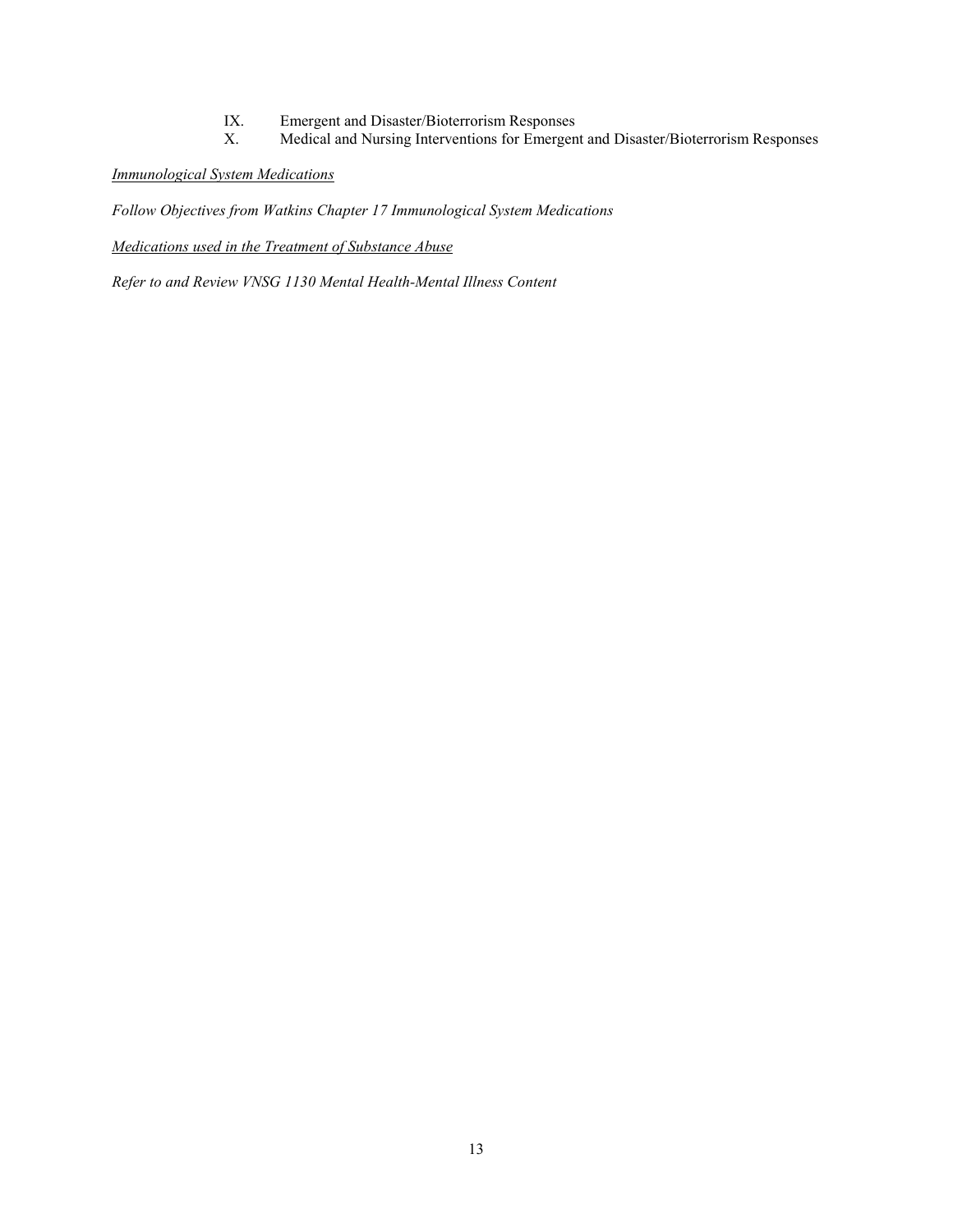IX. Emergent and Disaster/Bioterrorism Responses
X. Medical and Nursing Interventions for Emergent and Disaster/Bioterrorism Responses

*Immunological System Medications*

*Follow Objectives from Watkins Chapter 17 Immunological System Medications*

*Medications used in the Treatment of Substance Abuse*

*Refer to and Review VNSG 1130 Mental Health-Mental Illness Content*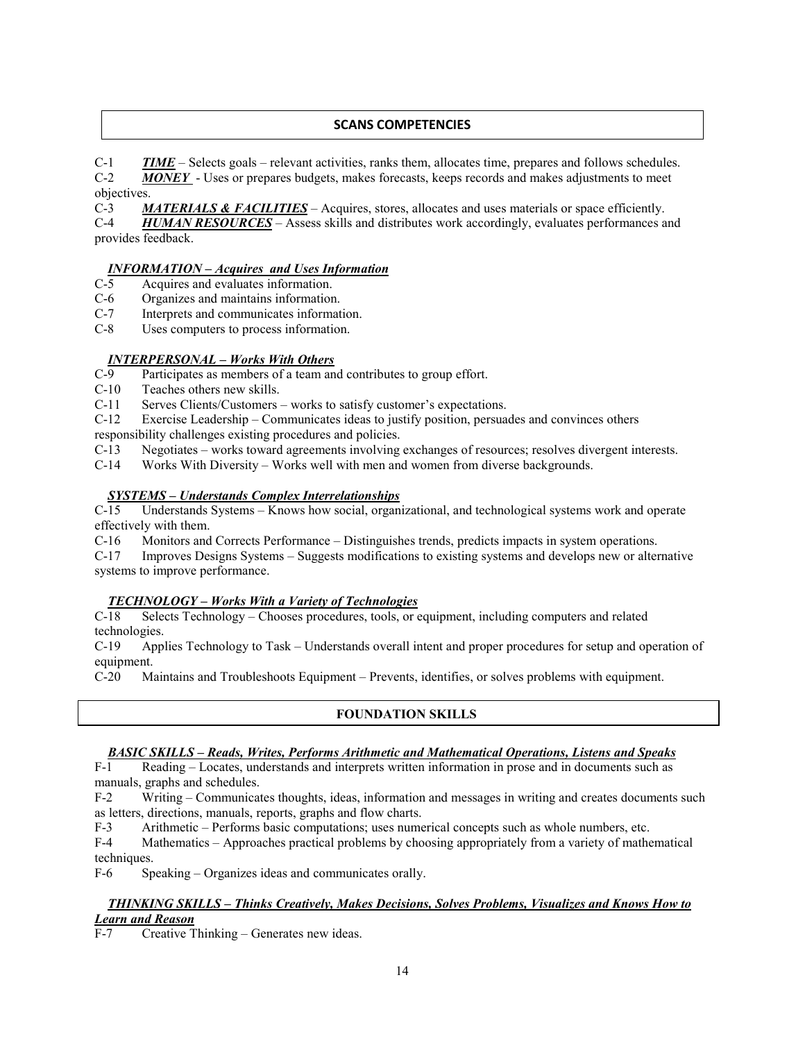## SCANS COMPETENCIES

C-1 ***TIME*** – Selects goals – relevant activities, ranks them, allocates time, prepares and follows schedules.
C-2 ***MONEY*** - Uses or prepares budgets, makes forecasts, keeps records and makes adjustments to meet objectives.
C-3 ***MATERIALS & FACILITIES*** – Acquires, stores, allocates and uses materials or space efficiently.
C-4 ***HUMAN RESOURCES*** – Assess skills and distributes work accordingly, evaluates performances and provides feedback.

### *INFORMATION – Acquires and Uses Information*

C-5 Acquires and evaluates information.
C-6 Organizes and maintains information.
C-7 Interprets and communicates information.
C-8 Uses computers to process information.

### *INTERPERSONAL – Works With Others*

C-9 Participates as members of a team and contributes to group effort.
C-10 Teaches others new skills.
C-11 Serves Clients/Customers – works to satisfy customer's expectations.
C-12 Exercise Leadership – Communicates ideas to justify position, persuades and convinces others responsibility challenges existing procedures and policies.
C-13 Negotiates – works toward agreements involving exchanges of resources; resolves divergent interests.
C-14 Works With Diversity – Works well with men and women from diverse backgrounds.

### *SYSTEMS – Understands Complex Interrelationships*

C-15 Understands Systems – Knows how social, organizational, and technological systems work and operate effectively with them.
C-16 Monitors and Corrects Performance – Distinguishes trends, predicts impacts in system operations.
C-17 Improves Designs Systems – Suggests modifications to existing systems and develops new or alternative systems to improve performance.

### *TECHNOLOGY – Works With a Variety of Technologies*

C-18 Selects Technology – Chooses procedures, tools, or equipment, including computers and related technologies.
C-19 Applies Technology to Task – Understands overall intent and proper procedures for setup and operation of equipment.
C-20 Maintains and Troubleshoots Equipment – Prevents, identifies, or solves problems with equipment.

## FOUNDATION SKILLS

### *BASIC SKILLS – Reads, Writes, Performs Arithmetic and Mathematical Operations, Listens and Speaks*

F-1 Reading – Locates, understands and interprets written information in prose and in documents such as manuals, graphs and schedules.
F-2 Writing – Communicates thoughts, ideas, information and messages in writing and creates documents such as letters, directions, manuals, reports, graphs and flow charts.
F-3 Arithmetic – Performs basic computations; uses numerical concepts such as whole numbers, etc.
F-4 Mathematics – Approaches practical problems by choosing appropriately from a variety of mathematical techniques.
F-6 Speaking – Organizes ideas and communicates orally.

### *THINKING SKILLS – Thinks Creatively, Makes Decisions, Solves Problems, Visualizes and Knows How to Learn and Reason*

F-7 Creative Thinking – Generates new ideas.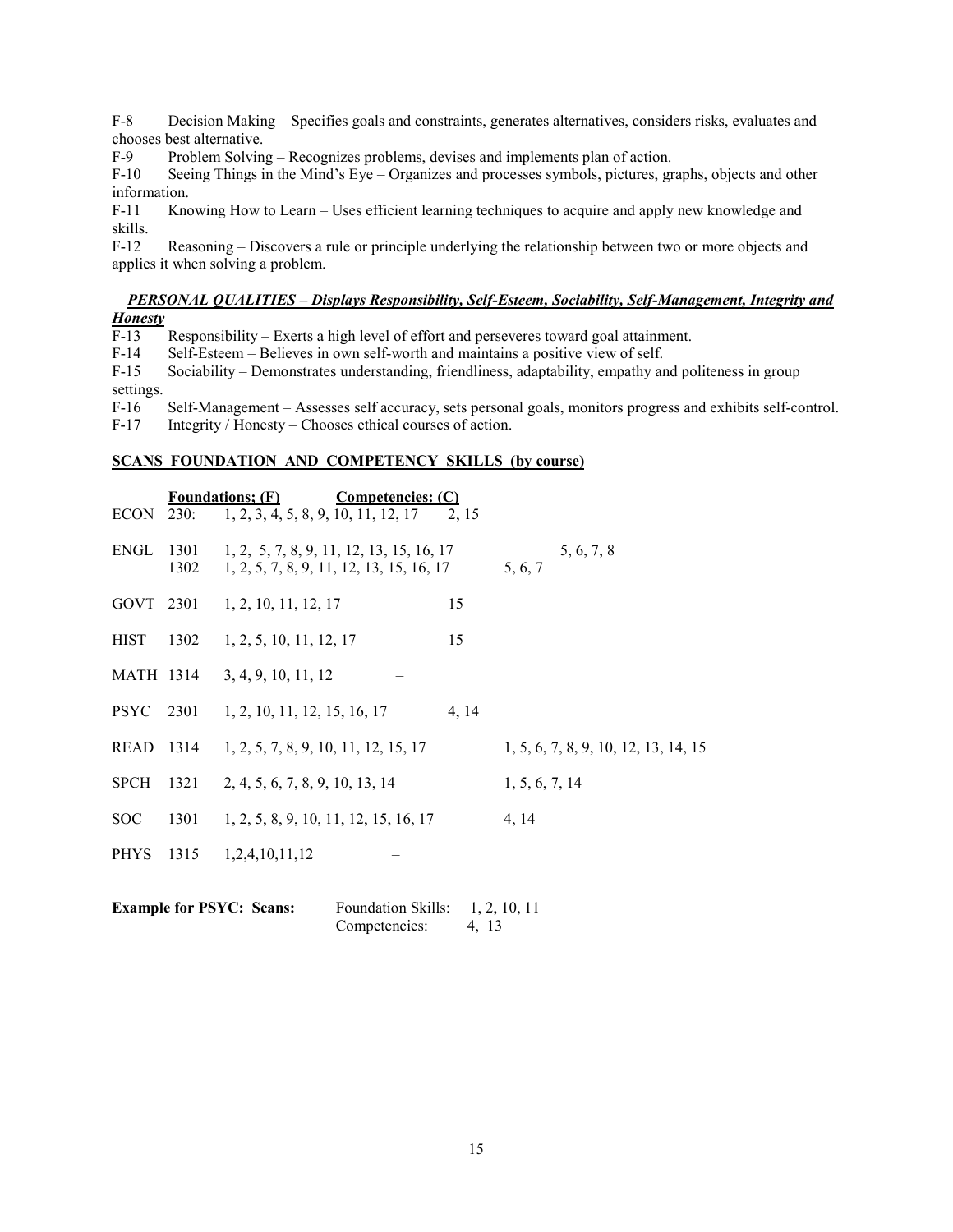F-8 Decision Making – Specifies goals and constraints, generates alternatives, considers risks, evaluates and chooses best alternative.

F-9 Problem Solving – Recognizes problems, devises and implements plan of action.

F-10 Seeing Things in the Mind's Eye – Organizes and processes symbols, pictures, graphs, objects and other information.

F-11 Knowing How to Learn – Uses efficient learning techniques to acquire and apply new knowledge and skills.

F-12 Reasoning – Discovers a rule or principle underlying the relationship between two or more objects and applies it when solving a problem.

***PERSONAL QUALITIES – Displays Responsibility, Self-Esteem, Sociability, Self-Management, Integrity and Honesty***

F-13 Responsibility – Exerts a high level of effort and perseveres toward goal attainment.

F-14 Self-Esteem – Believes in own self-worth and maintains a positive view of self.

F-15 Sociability – Demonstrates understanding, friendliness, adaptability, empathy and politeness in group settings.

F-16 Self-Management – Assesses self accuracy, sets personal goals, monitors progress and exhibits self-control.

F-17 Integrity / Honesty – Chooses ethical courses of action.

**SCANS FOUNDATION AND COMPETENCY SKILLS (by course)**

| Course | | Foundations; (F) | Competencies: (C) |
|---|---|---|---|
| ECON | 230: | 1, 2, 3, 4, 5, 8, 9, 10, 11, 12, 17 | 2, 15 |
| ENGL | 1301 | 1, 2, 5, 7, 8, 9, 11, 12, 13, 15, 16, 17 | 5, 6, 7, 8 |
| | 1302 | 1, 2, 5, 7, 8, 9, 11, 12, 13, 15, 16, 17 | 5, 6, 7 |
| GOVT | 2301 | 1, 2, 10, 11, 12, 17 | 15 |
| HIST | 1302 | 1, 2, 5, 10, 11, 12, 17 | 15 |
| MATH | 1314 | 3, 4, 9, 10, 11, 12 | – |
| PSYC | 2301 | 1, 2, 10, 11, 12, 15, 16, 17 | 4, 14 |
| READ | 1314 | 1, 2, 5, 7, 8, 9, 10, 11, 12, 15, 17 | 1, 5, 6, 7, 8, 9, 10, 12, 13, 14, 15 |
| SPCH | 1321 | 2, 4, 5, 6, 7, 8, 9, 10, 13, 14 | 1, 5, 6, 7, 14 |
| SOC | 1301 | 1, 2, 5, 8, 9, 10, 11, 12, 15, 16, 17 | 4, 14 |
| PHYS | 1315 | 1,2,4,10,11,12 | – |

**Example for PSYC: Scans:** Foundation Skills: 1, 2, 10, 11
Competencies: 4, 13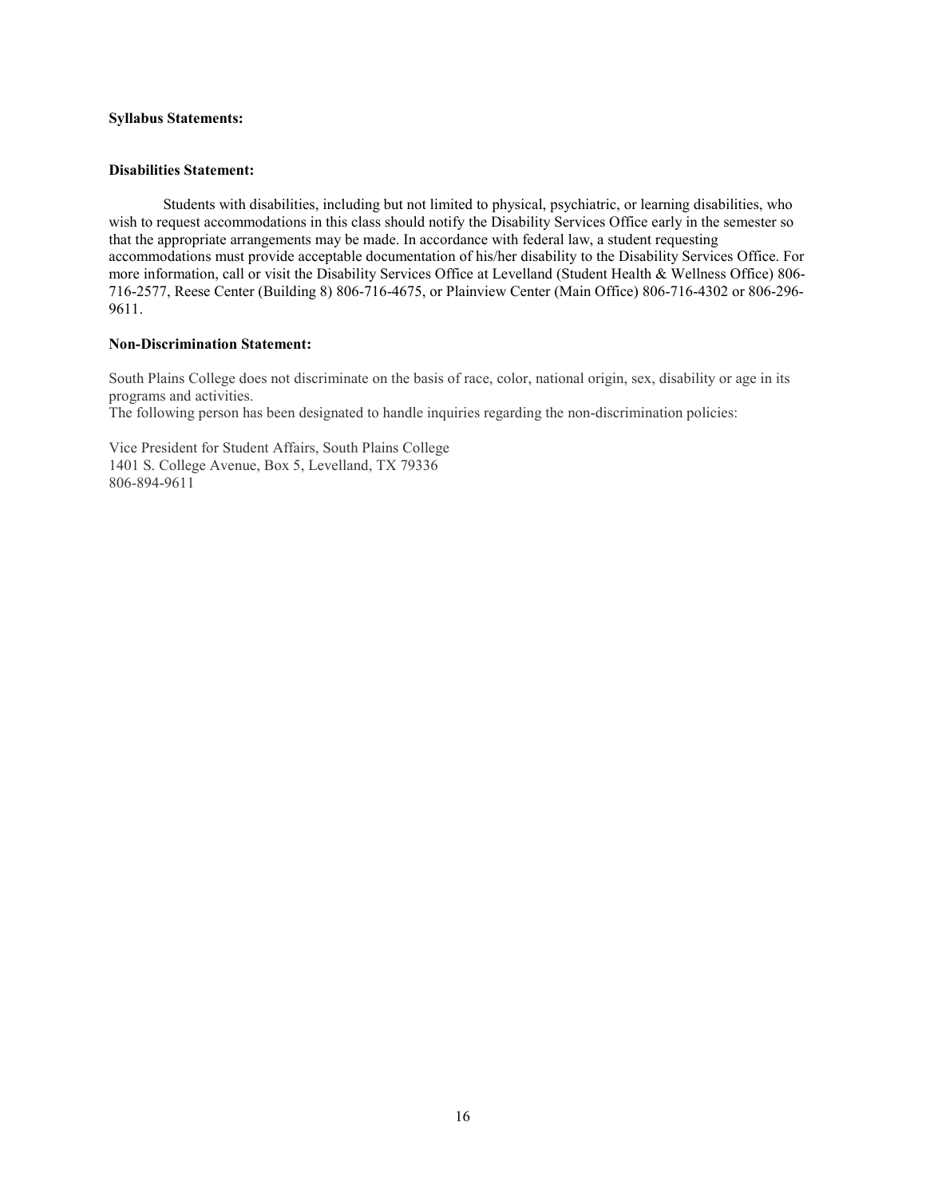**Syllabus Statements:**

**Disabilities Statement:**

Students with disabilities, including but not limited to physical, psychiatric, or learning disabilities, who wish to request accommodations in this class should notify the Disability Services Office early in the semester so that the appropriate arrangements may be made. In accordance with federal law, a student requesting accommodations must provide acceptable documentation of his/her disability to the Disability Services Office. For more information, call or visit the Disability Services Office at Levelland (Student Health & Wellness Office) 806-716-2577, Reese Center (Building 8) 806-716-4675, or Plainview Center (Main Office) 806-716-4302 or 806-296-9611.

**Non-Discrimination Statement:**

South Plains College does not discriminate on the basis of race, color, national origin, sex, disability or age in its programs and activities.
The following person has been designated to handle inquiries regarding the non-discrimination policies:

Vice President for Student Affairs, South Plains College
1401 S. College Avenue, Box 5, Levelland, TX 79336
806-894-9611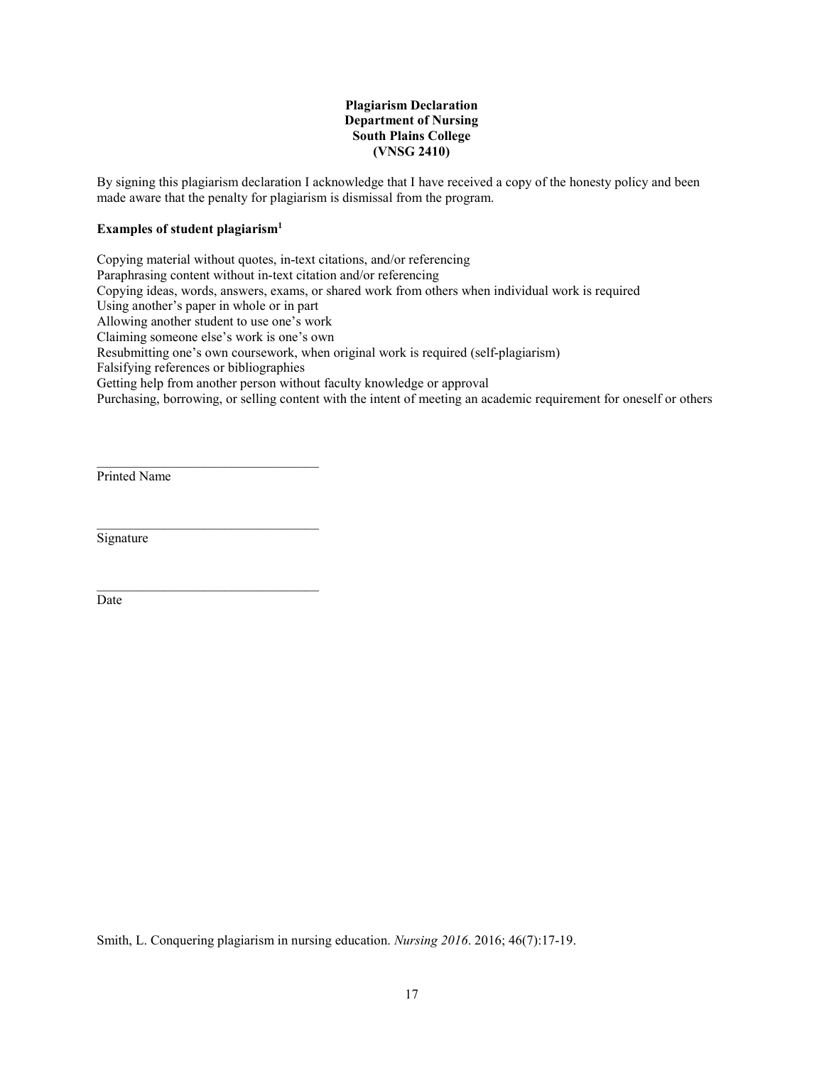# Plagiarism Declaration
## Department of Nursing
## South Plains College
## (VNSG 2410)

By signing this plagiarism declaration I acknowledge that I have received a copy of the honesty policy and been made aware that the penalty for plagiarism is dismissal from the program.

**Examples of student plagiarism[1]**

Copying material without quotes, in-text citations, and/or referencing
Paraphrasing content without in-text citation and/or referencing
Copying ideas, words, answers, exams, or shared work from others when individual work is required
Using another's paper in whole or in part
Allowing another student to use one's work
Claiming someone else's work is one's own
Resubmitting one's own coursework, when original work is required (self-plagiarism)
Falsifying references or bibliographies
Getting help from another person without faculty knowledge or approval
Purchasing, borrowing, or selling content with the intent of meeting an academic requirement for oneself or others

_________________________________
Printed Name

_________________________________
Signature

_________________________________
Date

Smith, L. Conquering plagiarism in nursing education. *Nursing 2016*. 2016; 46(7):17-19.